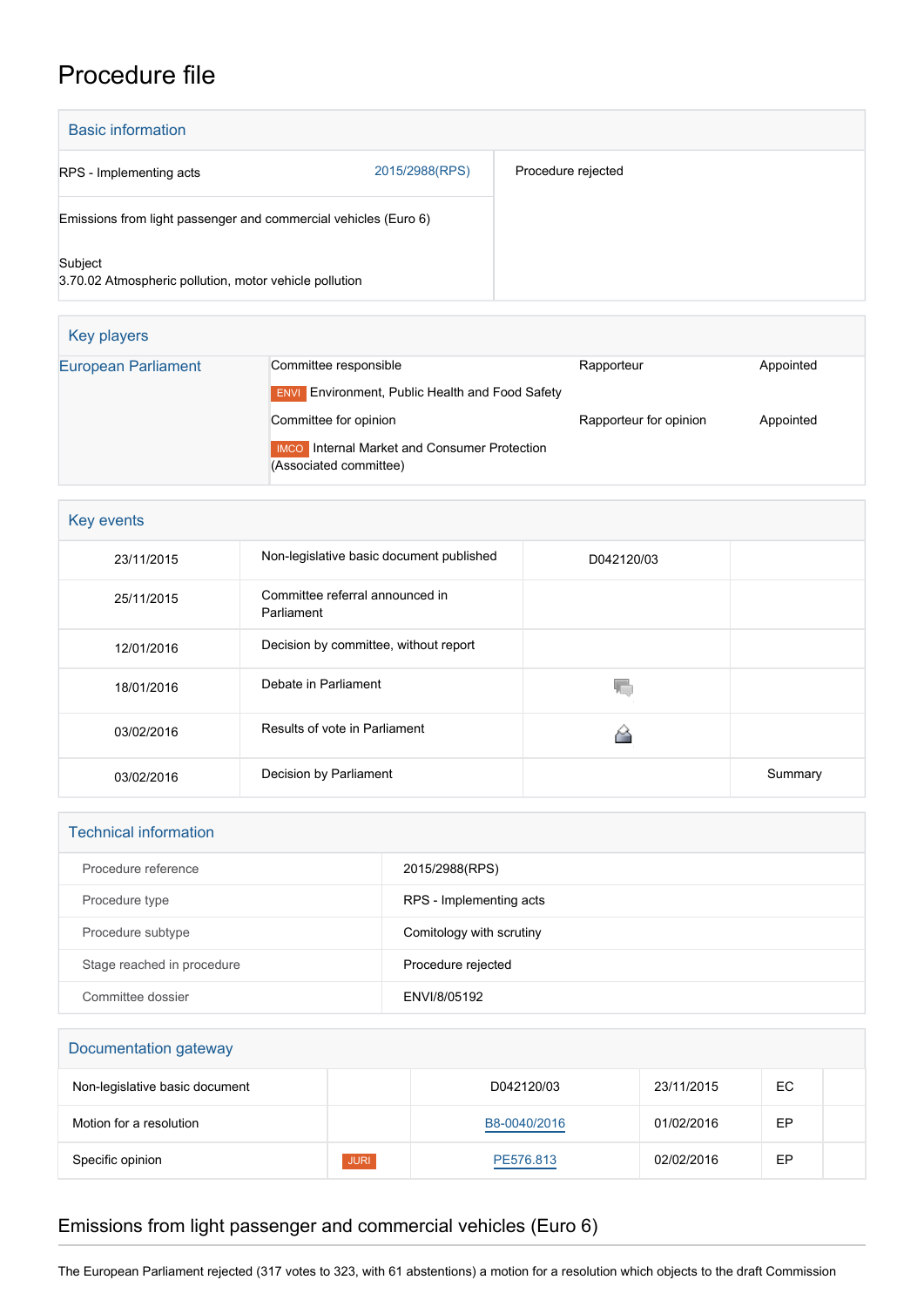# Procedure file

## Basic information

| | | |
|---|---|---|
| RPS - Implementing acts | 2015/2988(RPS) | Procedure rejected |
| Emissions from light passenger and commercial vehicles (Euro 6) | | |
| Subject<br>3.70.02 Atmospheric pollution, motor vehicle pollution | | |

## Key players

| | | | |
|---|---|---|---|
| European Parliament | Committee responsible | Rapporteur | Appointed |
| | ENVI Environment, Public Health and Food Safety | | |
| | Committee for opinion | Rapporteur for opinion | Appointed |
| | IMCO Internal Market and Consumer Protection (Associated committee) | | |

## Key events

| | | | |
|---|---|---|---|
| 23/11/2015 | Non-legislative basic document published | D042120/03 | |
| 25/11/2015 | Committee referral announced in Parliament | | |
| 12/01/2016 | Decision by committee, without report | | |
| 18/01/2016 | Debate in Parliament | | |
| 03/02/2016 | Results of vote in Parliament | | |
| 03/02/2016 | Decision by Parliament | | Summary |

## Technical information

| | |
|---|---|
| Procedure reference | 2015/2988(RPS) |
| Procedure type | RPS - Implementing acts |
| Procedure subtype | Comitology with scrutiny |
| Stage reached in procedure | Procedure rejected |
| Committee dossier | ENVI/8/05192 |

## Documentation gateway

| | | | | | |
|---|---|---|---|---|---|
| Non-legislative basic document | | D042120/03 | 23/11/2015 | EC | |
| Motion for a resolution | | B8-0040/2016 | 01/02/2016 | EP | |
| Specific opinion | JURI | PE576.813 | 02/02/2016 | EP | |

## Emissions from light passenger and commercial vehicles (Euro 6)

The European Parliament rejected (317 votes to 323, with 61 abstentions) a motion for a resolution which objects to the draft Commission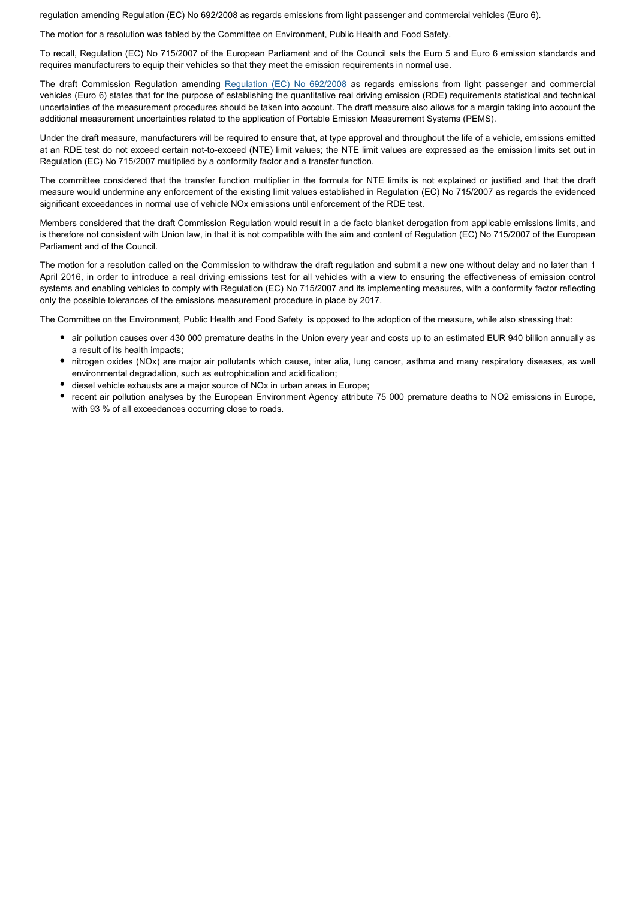regulation amending Regulation (EC) No 692/2008 as regards emissions from light passenger and commercial vehicles (Euro 6).

The motion for a resolution was tabled by the Committee on Environment, Public Health and Food Safety.

To recall, Regulation (EC) No 715/2007 of the European Parliament and of the Council sets the Euro 5 and Euro 6 emission standards and requires manufacturers to equip their vehicles so that they meet the emission requirements in normal use.

The draft Commission Regulation amending Regulation (EC) No 692/2008 as regards emissions from light passenger and commercial vehicles (Euro 6) states that for the purpose of establishing the quantitative real driving emission (RDE) requirements statistical and technical uncertainties of the measurement procedures should be taken into account. The draft measure also allows for a margin taking into account the additional measurement uncertainties related to the application of Portable Emission Measurement Systems (PEMS).

Under the draft measure, manufacturers will be required to ensure that, at type approval and throughout the life of a vehicle, emissions emitted at an RDE test do not exceed certain not-to-exceed (NTE) limit values; the NTE limit values are expressed as the emission limits set out in Regulation (EC) No 715/2007 multiplied by a conformity factor and a transfer function.

The committee considered that the transfer function multiplier in the formula for NTE limits is not explained or justified and that the draft measure would undermine any enforcement of the existing limit values established in Regulation (EC) No 715/2007 as regards the evidenced significant exceedances in normal use of vehicle NOx emissions until enforcement of the RDE test.

Members considered that the draft Commission Regulation would result in a de facto blanket derogation from applicable emissions limits, and is therefore not consistent with Union law, in that it is not compatible with the aim and content of Regulation (EC) No 715/2007 of the European Parliament and of the Council.

The motion for a resolution called on the Commission to withdraw the draft regulation and submit a new one without delay and no later than 1 April 2016, in order to introduce a real driving emissions test for all vehicles with a view to ensuring the effectiveness of emission control systems and enabling vehicles to comply with Regulation (EC) No 715/2007 and its implementing measures, with a conformity factor reflecting only the possible tolerances of the emissions measurement procedure in place by 2017.

The Committee on the Environment, Public Health and Food Safety is opposed to the adoption of the measure, while also stressing that:

- air pollution causes over 430 000 premature deaths in the Union every year and costs up to an estimated EUR 940 billion annually as a result of its health impacts;
- nitrogen oxides (NOx) are major air pollutants which cause, inter alia, lung cancer, asthma and many respiratory diseases, as well environmental degradation, such as eutrophication and acidification;
- diesel vehicle exhausts are a major source of NOx in urban areas in Europe;
- recent air pollution analyses by the European Environment Agency attribute 75 000 premature deaths to $NO_2$ emissions in Europe, with 93 % of all exceedances occurring close to roads.